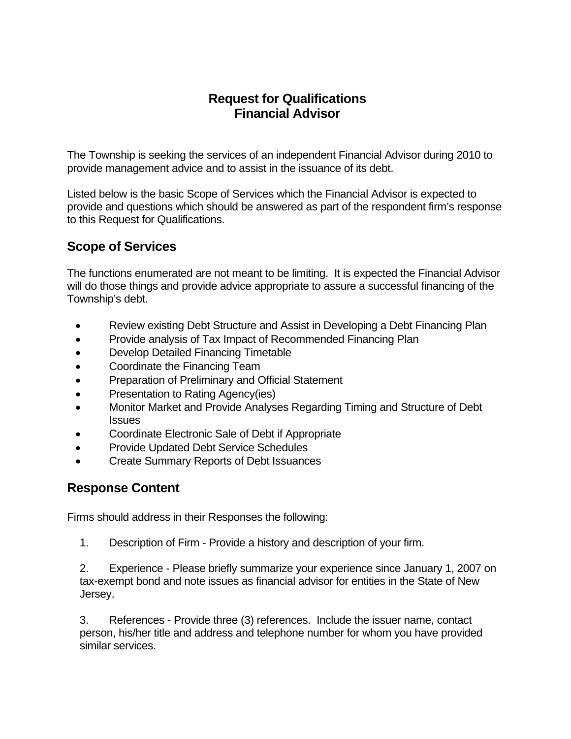# Request for Qualifications
# Financial Advisor

The Township is seeking the services of an independent Financial Advisor during 2010 to provide management advice and to assist in the issuance of its debt.

Listed below is the basic Scope of Services which the Financial Advisor is expected to provide and questions which should be answered as part of the respondent firm's response to this Request for Qualifications.

## Scope of Services

The functions enumerated are not meant to be limiting. It is expected the Financial Advisor will do those things and provide advice appropriate to assure a successful financing of the Township's debt.

- Review existing Debt Structure and Assist in Developing a Debt Financing Plan
- Provide analysis of Tax Impact of Recommended Financing Plan
- Develop Detailed Financing Timetable
- Coordinate the Financing Team
- Preparation of Preliminary and Official Statement
- Presentation to Rating Agency(ies)
- Monitor Market and Provide Analyses Regarding Timing and Structure of Debt Issues
- Coordinate Electronic Sale of Debt if Appropriate
- Provide Updated Debt Service Schedules
- Create Summary Reports of Debt Issuances

## Response Content

Firms should address in their Responses the following:

1. Description of Firm - Provide a history and description of your firm.

2. Experience - Please briefly summarize your experience since January 1, 2007 on tax-exempt bond and note issues as financial advisor for entities in the State of New Jersey.

3. References - Provide three (3) references. Include the issuer name, contact person, his/her title and address and telephone number for whom you have provided similar services.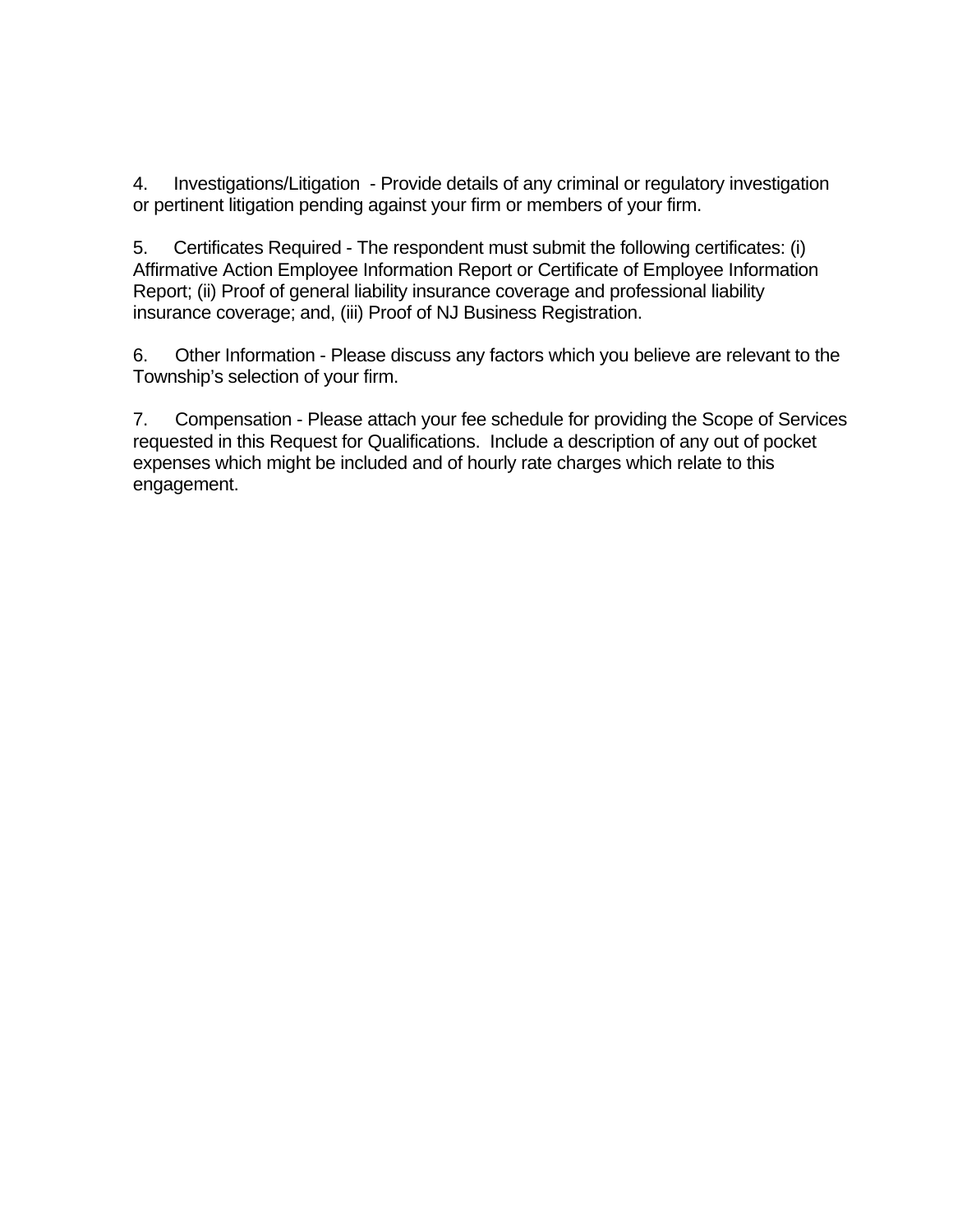4. Investigations/Litigation - Provide details of any criminal or regulatory investigation or pertinent litigation pending against your firm or members of your firm.

5. Certificates Required - The respondent must submit the following certificates: (i) Affirmative Action Employee Information Report or Certificate of Employee Information Report; (ii) Proof of general liability insurance coverage and professional liability insurance coverage; and, (iii) Proof of NJ Business Registration.

6. Other Information - Please discuss any factors which you believe are relevant to the Township's selection of your firm.

7. Compensation - Please attach your fee schedule for providing the Scope of Services requested in this Request for Qualifications. Include a description of any out of pocket expenses which might be included and of hourly rate charges which relate to this engagement.